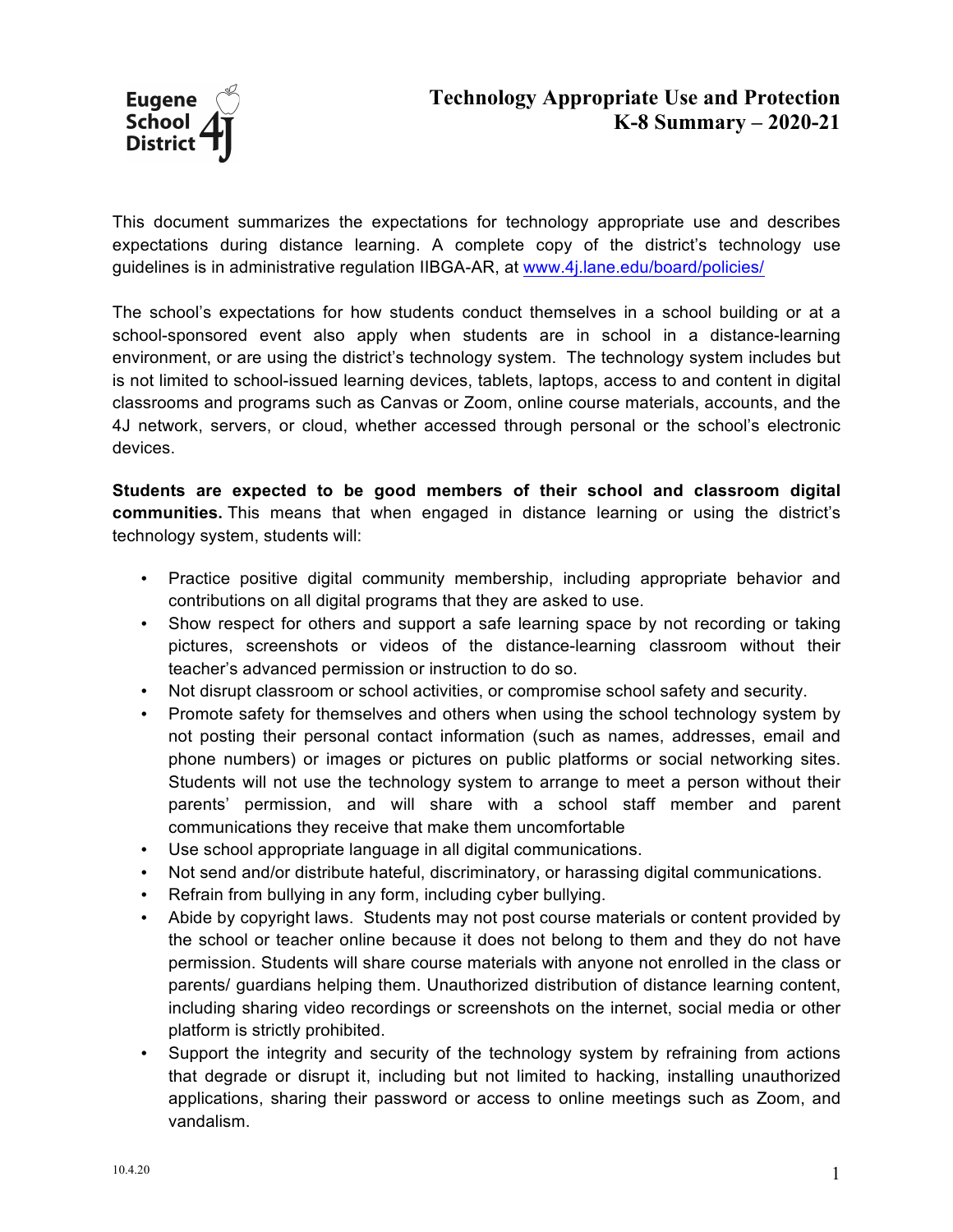Eugene School District 4J

# Technology Appropriate Use and Protection K-8 Summary – 2020-21

This document summarizes the expectations for technology appropriate use and describes expectations during distance learning. A complete copy of the district's technology use guidelines is in administrative regulation IIBGA-AR, at [www.4j.lane.edu/board/policies/](www.4j.lane.edu/board/policies/)

The school's expectations for how students conduct themselves in a school building or at a school-sponsored event also apply when students are in school in a distance-learning environment, or are using the district's technology system. The technology system includes but is not limited to school-issued learning devices, tablets, laptops, access to and content in digital classrooms and programs such as Canvas or Zoom, online course materials, accounts, and the 4J network, servers, or cloud, whether accessed through personal or the school's electronic devices.

**Students are expected to be good members of their school and classroom digital communities.** This means that when engaged in distance learning or using the district's technology system, students will:

- Practice positive digital community membership, including appropriate behavior and contributions on all digital programs that they are asked to use.
- Show respect for others and support a safe learning space by not recording or taking pictures, screenshots or videos of the distance-learning classroom without their teacher's advanced permission or instruction to do so.
- Not disrupt classroom or school activities, or compromise school safety and security.
- Promote safety for themselves and others when using the school technology system by not posting their personal contact information (such as names, addresses, email and phone numbers) or images or pictures on public platforms or social networking sites. Students will not use the technology system to arrange to meet a person without their parents' permission, and will share with a school staff member and parent communications they receive that make them uncomfortable
- Use school appropriate language in all digital communications.
- Not send and/or distribute hateful, discriminatory, or harassing digital communications.
- Refrain from bullying in any form, including cyber bullying.
- Abide by copyright laws. Students may not post course materials or content provided by the school or teacher online because it does not belong to them and they do not have permission. Students will share course materials with anyone not enrolled in the class or parents/ guardians helping them. Unauthorized distribution of distance learning content, including sharing video recordings or screenshots on the internet, social media or other platform is strictly prohibited.
- Support the integrity and security of the technology system by refraining from actions that degrade or disrupt it, including but not limited to hacking, installing unauthorized applications, sharing their password or access to online meetings such as Zoom, and vandalism.

10.4.20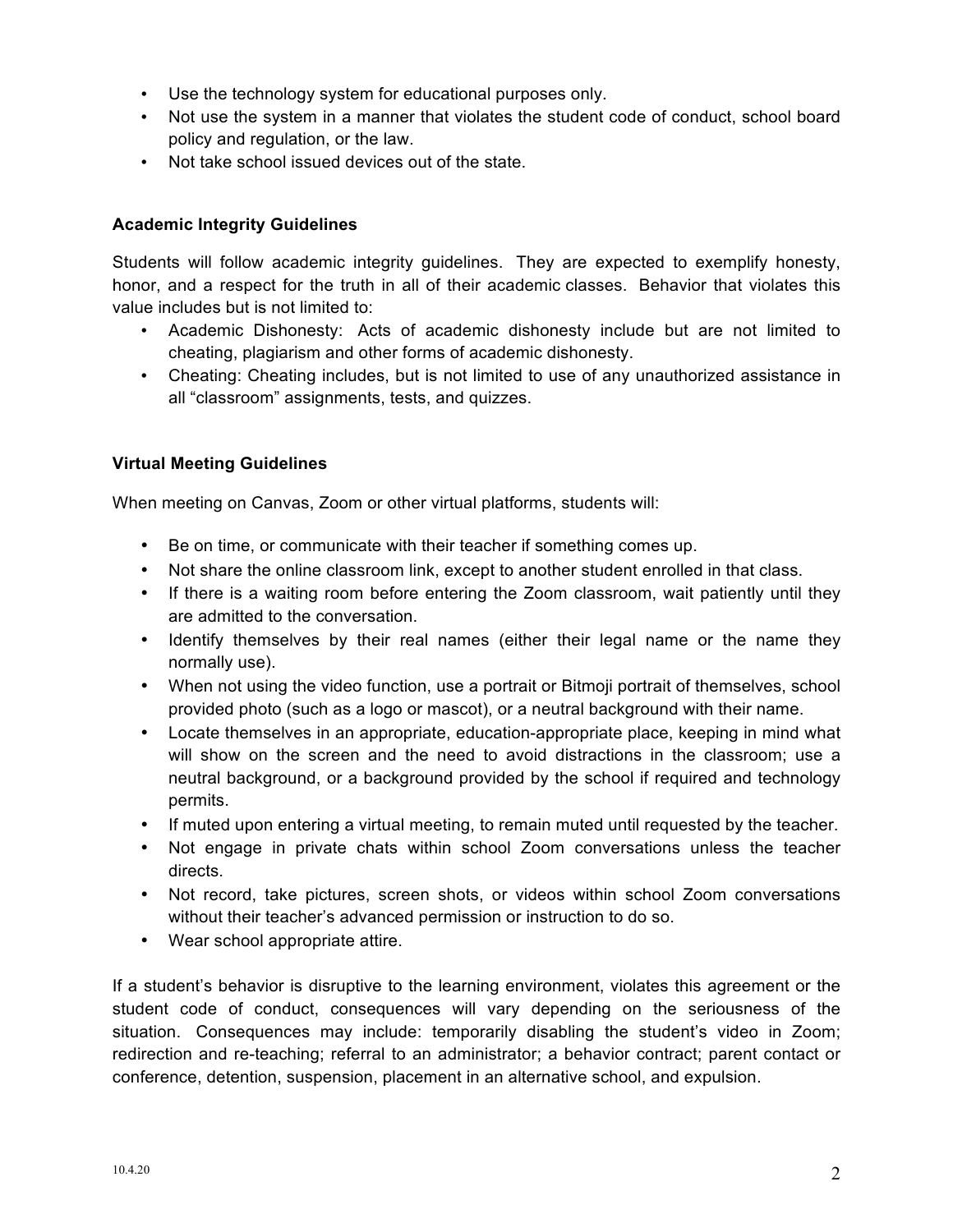- Use the technology system for educational purposes only.
- Not use the system in a manner that violates the student code of conduct, school board policy and regulation, or the law.
- Not take school issued devices out of the state.

**Academic Integrity Guidelines**

Students will follow academic integrity guidelines. They are expected to exemplify honesty, honor, and a respect for the truth in all of their academic classes. Behavior that violates this value includes but is not limited to:

- Academic Dishonesty: Acts of academic dishonesty include but are not limited to cheating, plagiarism and other forms of academic dishonesty.
- Cheating: Cheating includes, but is not limited to use of any unauthorized assistance in all "classroom" assignments, tests, and quizzes.

**Virtual Meeting Guidelines**

When meeting on Canvas, Zoom or other virtual platforms, students will:

- Be on time, or communicate with their teacher if something comes up.
- Not share the online classroom link, except to another student enrolled in that class.
- If there is a waiting room before entering the Zoom classroom, wait patiently until they are admitted to the conversation.
- Identify themselves by their real names (either their legal name or the name they normally use).
- When not using the video function, use a portrait or Bitmoji portrait of themselves, school provided photo (such as a logo or mascot), or a neutral background with their name.
- Locate themselves in an appropriate, education-appropriate place, keeping in mind what will show on the screen and the need to avoid distractions in the classroom; use a neutral background, or a background provided by the school if required and technology permits.
- If muted upon entering a virtual meeting, to remain muted until requested by the teacher.
- Not engage in private chats within school Zoom conversations unless the teacher directs.
- Not record, take pictures, screen shots, or videos within school Zoom conversations without their teacher's advanced permission or instruction to do so.
- Wear school appropriate attire.

If a student's behavior is disruptive to the learning environment, violates this agreement or the student code of conduct, consequences will vary depending on the seriousness of the situation. Consequences may include: temporarily disabling the student's video in Zoom; redirection and re-teaching; referral to an administrator; a behavior contract; parent contact or conference, detention, suspension, placement in an alternative school, and expulsion.

10.4.20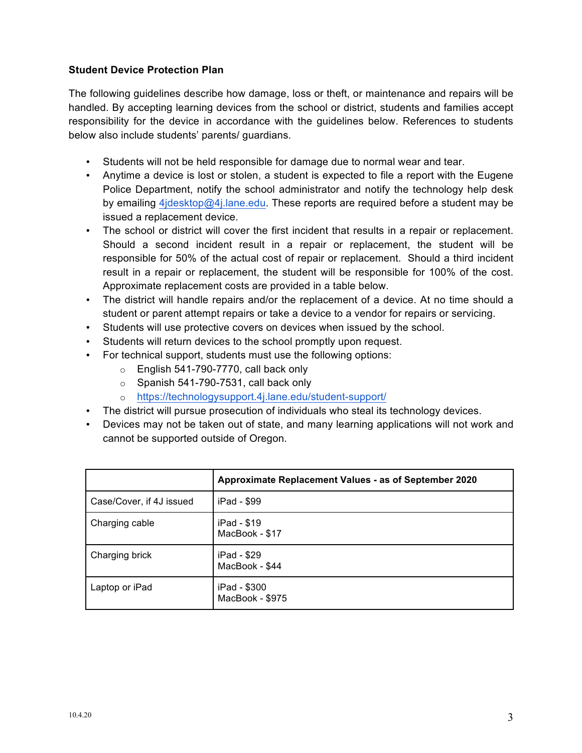**Student Device Protection Plan**

The following guidelines describe how damage, loss or theft, or maintenance and repairs will be handled. By accepting learning devices from the school or district, students and families accept responsibility for the device in accordance with the guidelines below. References to students below also include students' parents/ guardians.

- Students will not be held responsible for damage due to normal wear and tear.
- Anytime a device is lost or stolen, a student is expected to file a report with the Eugene Police Department, notify the school administrator and notify the technology help desk by emailing 4jdesktop@4j.lane.edu. These reports are required before a student may be issued a replacement device.
- The school or district will cover the first incident that results in a repair or replacement. Should a second incident result in a repair or replacement, the student will be responsible for 50% of the actual cost of repair or replacement. Should a third incident result in a repair or replacement, the student will be responsible for 100% of the cost. Approximate replacement costs are provided in a table below.
- The district will handle repairs and/or the replacement of a device. At no time should a student or parent attempt repairs or take a device to a vendor for repairs or servicing.
- Students will use protective covers on devices when issued by the school.
- Students will return devices to the school promptly upon request.
- For technical support, students must use the following options:
  - English 541-790-7770, call back only
  - Spanish 541-790-7531, call back only
  - https://technologysupport.4j.lane.edu/student-support/
- The district will pursue prosecution of individuals who steal its technology devices.
- Devices may not be taken out of state, and many learning applications will not work and cannot be supported outside of Oregon.

| | **Approximate Replacement Values - as of September 2020** |
|---|---|
| Case/Cover, if 4J issued | iPad - $99 |
| Charging cable | iPad - $19<br>MacBook - $17 |
| Charging brick | iPad - $29<br>MacBook - $44 |
| Laptop or iPad | iPad - $300<br>MacBook - $975 |